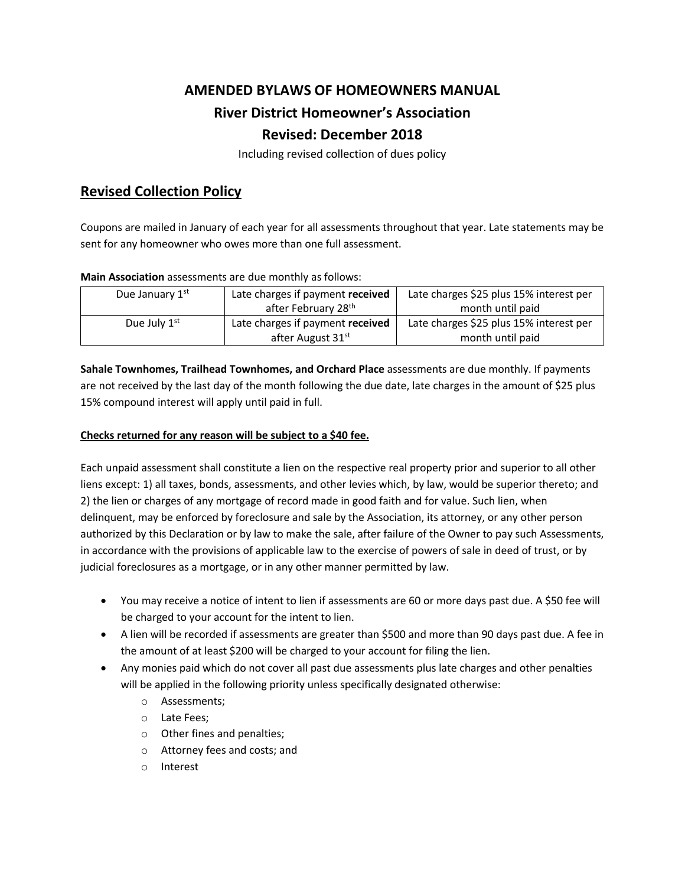# AMENDED BYLAWS OF HOMEOWNERS MANUAL

## River District Homeowner's Association

## Revised: December 2018

Including revised collection of dues policy

## Revised Collection Policy

Coupons are mailed in January of each year for all assessments throughout that year. Late statements may be sent for any homeowner who owes more than one full assessment.

**Main Association** assessments are due monthly as follows:

| Due January 1st | Late charges if payment **received** after February 28th | Late charges $25 plus 15% interest per month until paid |
|---|---|---|
| Due July 1st | Late charges if payment **received** after August 31st | Late charges $25 plus 15% interest per month until paid |

**Sahale Townhomes, Trailhead Townhomes, and Orchard Place** assessments are due monthly. If payments are not received by the last day of the month following the due date, late charges in the amount of $25 plus 15% compound interest will apply until paid in full.

**Checks returned for any reason will be subject to a $40 fee.**

Each unpaid assessment shall constitute a lien on the respective real property prior and superior to all other liens except: 1) all taxes, bonds, assessments, and other levies which, by law, would be superior thereto; and 2) the lien or charges of any mortgage of record made in good faith and for value. Such lien, when delinquent, may be enforced by foreclosure and sale by the Association, its attorney, or any other person authorized by this Declaration or by law to make the sale, after failure of the Owner to pay such Assessments, in accordance with the provisions of applicable law to the exercise of powers of sale in deed of trust, or by judicial foreclosures as a mortgage, or in any other manner permitted by law.

- You may receive a notice of intent to lien if assessments are 60 or more days past due. A $50 fee will be charged to your account for the intent to lien.
- A lien will be recorded if assessments are greater than $500 and more than 90 days past due. A fee in the amount of at least $200 will be charged to your account for filing the lien.
- Any monies paid which do not cover all past due assessments plus late charges and other penalties will be applied in the following priority unless specifically designated otherwise:
  - Assessments;
  - Late Fees;
  - Other fines and penalties;
  - Attorney fees and costs; and
  - Interest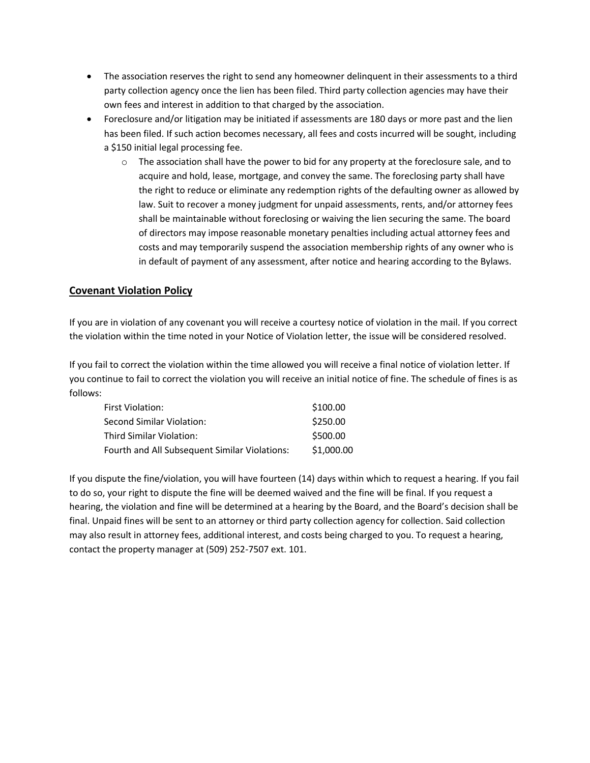- The association reserves the right to send any homeowner delinquent in their assessments to a third party collection agency once the lien has been filed. Third party collection agencies may have their own fees and interest in addition to that charged by the association.
- Foreclosure and/or litigation may be initiated if assessments are 180 days or more past and the lien has been filed. If such action becomes necessary, all fees and costs incurred will be sought, including a $150 initial legal processing fee.
  - The association shall have the power to bid for any property at the foreclosure sale, and to acquire and hold, lease, mortgage, and convey the same. The foreclosing party shall have the right to reduce or eliminate any redemption rights of the defaulting owner as allowed by law. Suit to recover a money judgment for unpaid assessments, rents, and/or attorney fees shall be maintainable without foreclosing or waiving the lien securing the same. The board of directors may impose reasonable monetary penalties including actual attorney fees and costs and may temporarily suspend the association membership rights of any owner who is in default of payment of any assessment, after notice and hearing according to the Bylaws.

## Covenant Violation Policy

If you are in violation of any covenant you will receive a courtesy notice of violation in the mail. If you correct the violation within the time noted in your Notice of Violation letter, the issue will be considered resolved.

If you fail to correct the violation within the time allowed you will receive a final notice of violation letter. If you continue to fail to correct the violation you will receive an initial notice of fine. The schedule of fines is as follows:

| | |
|---|---|
| First Violation: | $100.00 |
| Second Similar Violation: | $250.00 |
| Third Similar Violation: | $500.00 |
| Fourth and All Subsequent Similar Violations: | $1,000.00 |

If you dispute the fine/violation, you will have fourteen (14) days within which to request a hearing. If you fail to do so, your right to dispute the fine will be deemed waived and the fine will be final. If you request a hearing, the violation and fine will be determined at a hearing by the Board, and the Board's decision shall be final. Unpaid fines will be sent to an attorney or third party collection agency for collection. Said collection may also result in attorney fees, additional interest, and costs being charged to you. To request a hearing, contact the property manager at (509) 252-7507 ext. 101.